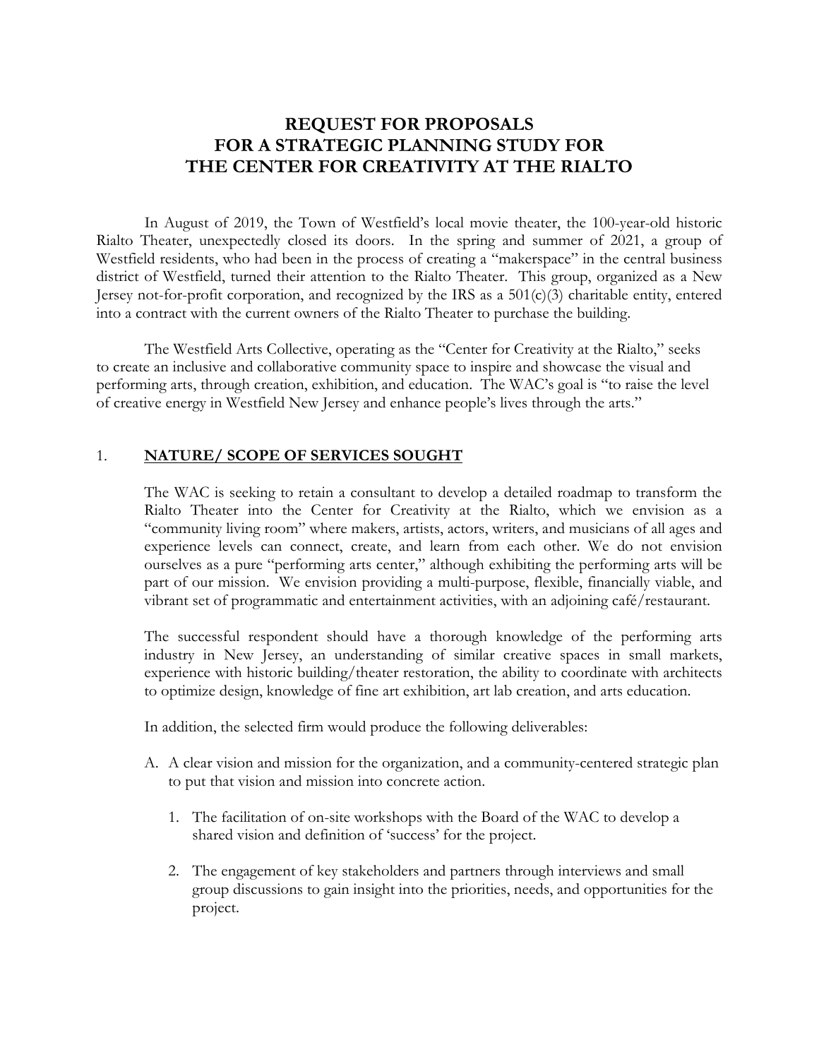# REQUEST FOR PROPOSALS
# FOR A STRATEGIC PLANNING STUDY FOR
# THE CENTER FOR CREATIVITY AT THE RIALTO

In August of 2019, the Town of Westfield's local movie theater, the 100-year-old historic Rialto Theater, unexpectedly closed its doors. In the spring and summer of 2021, a group of Westfield residents, who had been in the process of creating a "makerspace" in the central business district of Westfield, turned their attention to the Rialto Theater. This group, organized as a New Jersey not-for-profit corporation, and recognized by the IRS as a 501(c)(3) charitable entity, entered into a contract with the current owners of the Rialto Theater to purchase the building.

The Westfield Arts Collective, operating as the "Center for Creativity at the Rialto," seeks to create an inclusive and collaborative community space to inspire and showcase the visual and performing arts, through creation, exhibition, and education. The WAC's goal is "to raise the level of creative energy in Westfield New Jersey and enhance people's lives through the arts."

## 1. **NATURE/ SCOPE OF SERVICES SOUGHT**

The WAC is seeking to retain a consultant to develop a detailed roadmap to transform the Rialto Theater into the Center for Creativity at the Rialto, which we envision as a "community living room" where makers, artists, actors, writers, and musicians of all ages and experience levels can connect, create, and learn from each other. We do not envision ourselves as a pure "performing arts center," although exhibiting the performing arts will be part of our mission. We envision providing a multi-purpose, flexible, financially viable, and vibrant set of programmatic and entertainment activities, with an adjoining café/restaurant.

The successful respondent should have a thorough knowledge of the performing arts industry in New Jersey, an understanding of similar creative spaces in small markets, experience with historic building/theater restoration, the ability to coordinate with architects to optimize design, knowledge of fine art exhibition, art lab creation, and arts education.

In addition, the selected firm would produce the following deliverables:

A. A clear vision and mission for the organization, and a community-centered strategic plan to put that vision and mission into concrete action.

   1. The facilitation of on-site workshops with the Board of the WAC to develop a shared vision and definition of 'success' for the project.

   2. The engagement of key stakeholders and partners through interviews and small group discussions to gain insight into the priorities, needs, and opportunities for the project.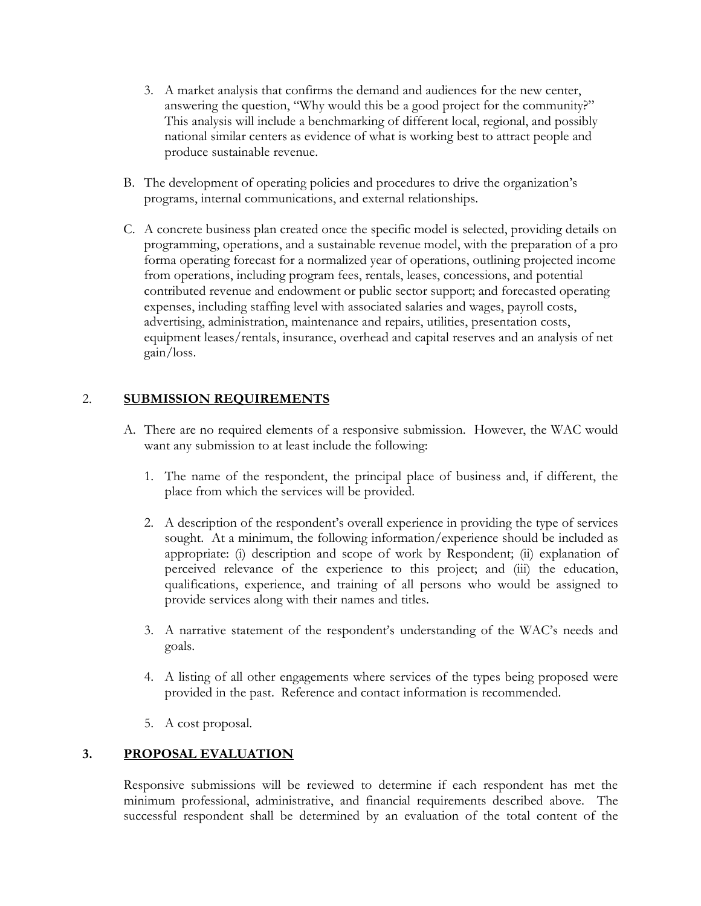3. A market analysis that confirms the demand and audiences for the new center, answering the question, "Why would this be a good project for the community?" This analysis will include a benchmarking of different local, regional, and possibly national similar centers as evidence of what is working best to attract people and produce sustainable revenue.

B. The development of operating policies and procedures to drive the organization's programs, internal communications, and external relationships.

C. A concrete business plan created once the specific model is selected, providing details on programming, operations, and a sustainable revenue model, with the preparation of a pro forma operating forecast for a normalized year of operations, outlining projected income from operations, including program fees, rentals, leases, concessions, and potential contributed revenue and endowment or public sector support; and forecasted operating expenses, including staffing level with associated salaries and wages, payroll costs, advertising, administration, maintenance and repairs, utilities, presentation costs, equipment leases/rentals, insurance, overhead and capital reserves and an analysis of net gain/loss.

## 2. <u>SUBMISSION REQUIREMENTS</u>

A. There are no required elements of a responsive submission. However, the WAC would want any submission to at least include the following:

1. The name of the respondent, the principal place of business and, if different, the place from which the services will be provided.

2. A description of the respondent's overall experience in providing the type of services sought. At a minimum, the following information/experience should be included as appropriate: (i) description and scope of work by Respondent; (ii) explanation of perceived relevance of the experience to this project; and (iii) the education, qualifications, experience, and training of all persons who would be assigned to provide services along with their names and titles.

3. A narrative statement of the respondent's understanding of the WAC's needs and goals.

4. A listing of all other engagements where services of the types being proposed were provided in the past. Reference and contact information is recommended.

5. A cost proposal.

## 3. <u>PROPOSAL EVALUATION</u>

Responsive submissions will be reviewed to determine if each respondent has met the minimum professional, administrative, and financial requirements described above. The successful respondent shall be determined by an evaluation of the total content of the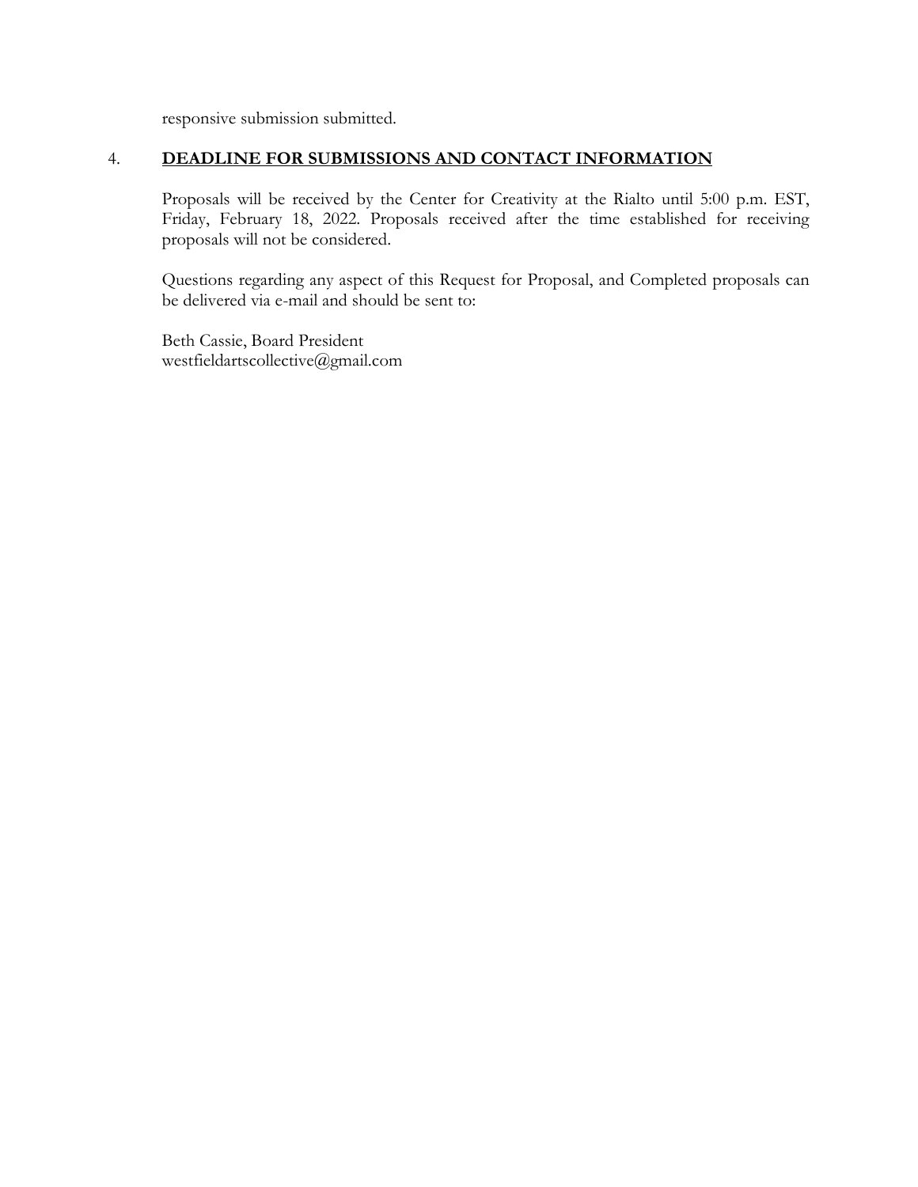responsive submission submitted.

## 4. DEADLINE FOR SUBMISSIONS AND CONTACT INFORMATION

Proposals will be received by the Center for Creativity at the Rialto until 5:00 p.m. EST, Friday, February 18, 2022. Proposals received after the time established for receiving proposals will not be considered.

Questions regarding any aspect of this Request for Proposal, and Completed proposals can be delivered via e-mail and should be sent to:

Beth Cassie, Board President
westfieldartscollective@gmail.com